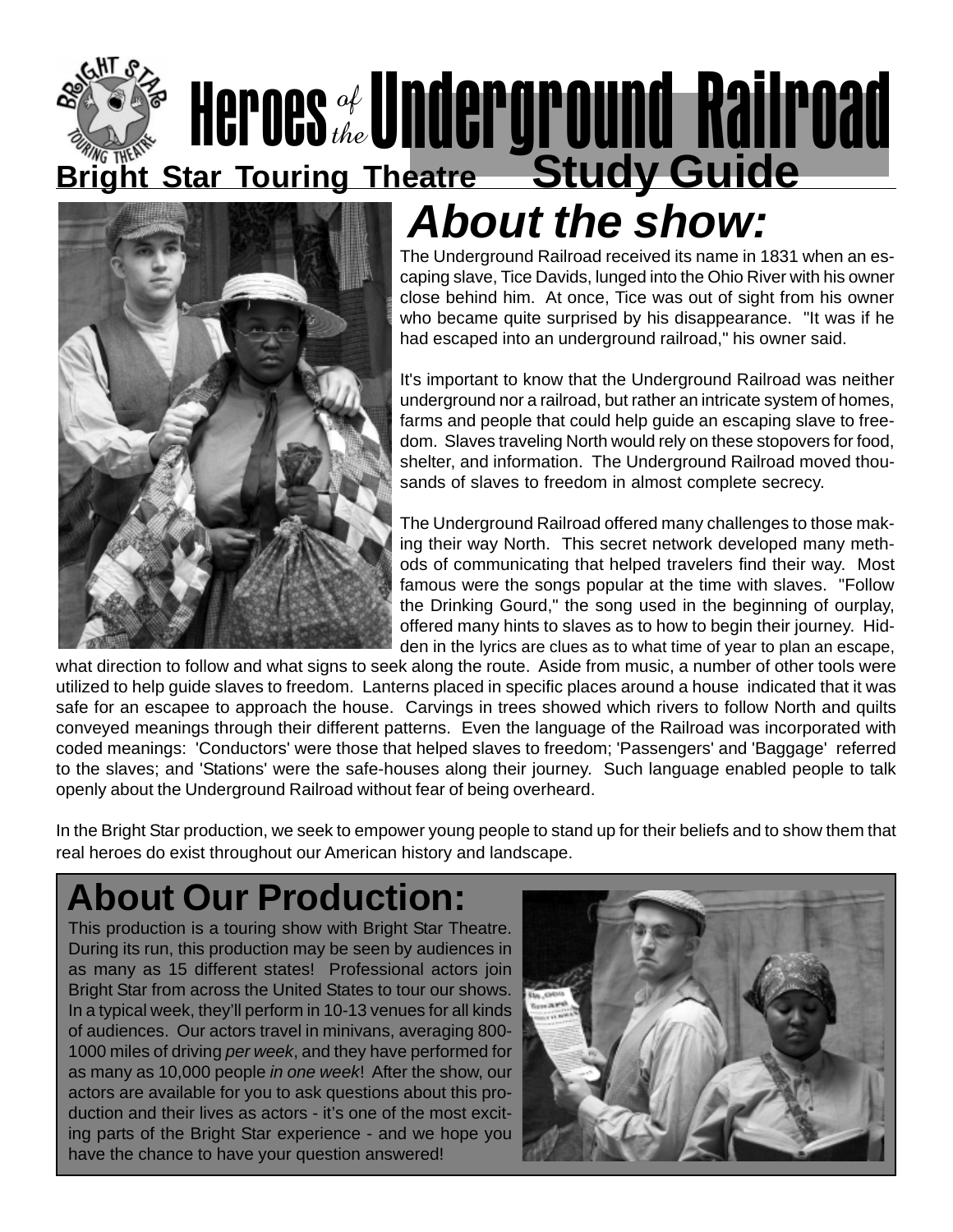# Heroes of the Underground Railroad

**Bright Star Touring Theatre** **Study Guide**

## About the show:

The Underground Railroad received its name in 1831 when an escaping slave, Tice Davids, lunged into the Ohio River with his owner close behind him. At once, Tice was out of sight from his owner who became quite surprised by his disappearance. "It was if he had escaped into an underground railroad," his owner said.

It's important to know that the Underground Railroad was neither underground nor a railroad, but rather an intricate system of homes, farms and people that could help guide an escaping slave to freedom. Slaves traveling North would rely on these stopovers for food, shelter, and information. The Underground Railroad moved thousands of slaves to freedom in almost complete secrecy.

The Underground Railroad offered many challenges to those making their way North. This secret network developed many methods of communicating that helped travelers find their way. Most famous were the songs popular at the time with slaves. "Follow the Drinking Gourd," the song used in the beginning of ourplay, offered many hints to slaves as to how to begin their journey. Hidden in the lyrics are clues as to what time of year to plan an escape, what direction to follow and what signs to seek along the route. Aside from music, a number of other tools were utilized to help guide slaves to freedom. Lanterns placed in specific places around a house indicated that it was safe for an escapee to approach the house. Carvings in trees showed which rivers to follow North and quilts conveyed meanings through their different patterns. Even the language of the Railroad was incorporated with coded meanings: 'Conductors' were those that helped slaves to freedom; 'Passengers' and 'Baggage' referred to the slaves; and 'Stations' were the safe-houses along their journey. Such language enabled people to talk openly about the Underground Railroad without fear of being overheard.

In the Bright Star production, we seek to empower young people to stand up for their beliefs and to show them that real heroes do exist throughout our American history and landscape.

## About Our Production:

This production is a touring show with Bright Star Theatre. During its run, this production may be seen by audiences in as many as 15 different states! Professional actors join Bright Star from across the United States to tour our shows. In a typical week, they'll perform in 10-13 venues for all kinds of audiences. Our actors travel in minivans, averaging 800-1000 miles of driving *per week*, and they have performed for as many as 10,000 people *in one week*! After the show, our actors are available for you to ask questions about this production and their lives as actors - it's one of the most exciting parts of the Bright Star experience - and we hope you have the chance to have your question answered!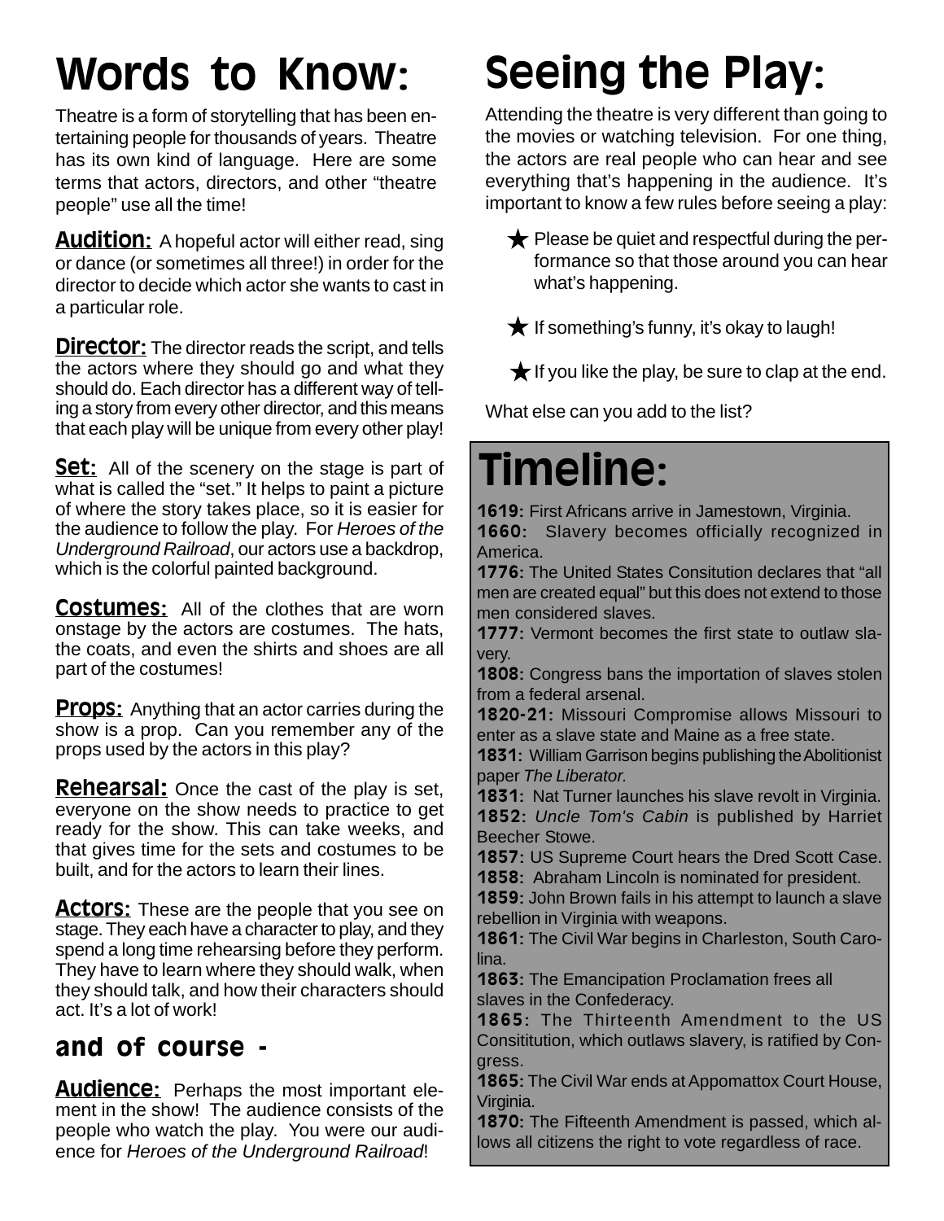# Words to Know:

Theatre is a form of storytelling that has been entertaining people for thousands of years. Theatre has its own kind of language. Here are some terms that actors, directors, and other "theatre people" use all the time!

**Audition:** A hopeful actor will either read, sing or dance (or sometimes all three!) in order for the director to decide which actor she wants to cast in a particular role.

**Director:** The director reads the script, and tells the actors where they should go and what they should do. Each director has a different way of telling a story from every other director, and this means that each play will be unique from every other play!

**Set:** All of the scenery on the stage is part of what is called the "set." It helps to paint a picture of where the story takes place, so it is easier for the audience to follow the play. For *Heroes of the Underground Railroad*, our actors use a backdrop, which is the colorful painted background.

**Costumes:** All of the clothes that are worn onstage by the actors are costumes. The hats, the coats, and even the shirts and shoes are all part of the costumes!

**Props:** Anything that an actor carries during the show is a prop. Can you remember any of the props used by the actors in this play?

**Rehearsal:** Once the cast of the play is set, everyone on the show needs to practice to get ready for the show. This can take weeks, and that gives time for the sets and costumes to be built, and for the actors to learn their lines.

**Actors:** These are the people that you see on stage. They each have a character to play, and they spend a long time rehearsing before they perform. They have to learn where they should walk, when they should talk, and how their characters should act. It's a lot of work!

## and of course -

**Audience:** Perhaps the most important element in the show! The audience consists of the people who watch the play. You were our audience for *Heroes of the Underground Railroad*!

# Seeing the Play:

Attending the theatre is very different than going to the movies or watching television. For one thing, the actors are real people who can hear and see everything that's happening in the audience. It's important to know a few rules before seeing a play:

- ★ Please be quiet and respectful during the performance so that those around you can hear what's happening.
- ★ If something's funny, it's okay to laugh!
- ★ If you like the play, be sure to clap at the end.

What else can you add to the list?

# Timeline:

**1619:** First Africans arrive in Jamestown, Virginia.
**1660:** Slavery becomes officially recognized in America.
**1776:** The United States Consitution declares that "all men are created equal" but this does not extend to those men considered slaves.
**1777:** Vermont becomes the first state to outlaw slavery.
**1808:** Congress bans the importation of slaves stolen from a federal arsenal.
**1820-21:** Missouri Compromise allows Missouri to enter as a slave state and Maine as a free state.
**1831:** William Garrison begins publishing the Abolitionist paper *The Liberator.*
**1831:** Nat Turner launches his slave revolt in Virginia.
**1852:** *Uncle Tom's Cabin* is published by Harriet Beecher Stowe.
**1857:** US Supreme Court hears the Dred Scott Case.
**1858:** Abraham Lincoln is nominated for president.
**1859:** John Brown fails in his attempt to launch a slave rebellion in Virginia with weapons.
**1861:** The Civil War begins in Charleston, South Carolina.
**1863:** The Emancipation Proclamation frees all slaves in the Confederacy.
**1865:** The Thirteenth Amendment to the US Consititution, which outlaws slavery, is ratified by Congress.
**1865:** The Civil War ends at Appomattox Court House, Virginia.
**1870:** The Fifteenth Amendment is passed, which allows all citizens the right to vote regardless of race.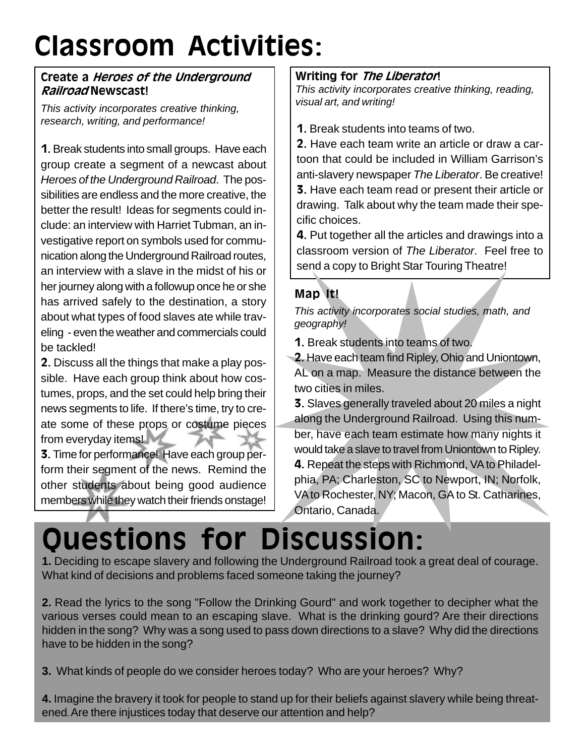# Classroom Activities:

### Create a *Heroes of the Underground Railroad* Newscast!

*This activity incorporates creative thinking, research, writing, and performance!*

**1.** Break students into small groups. Have each group create a segment of a newcast about *Heroes of the Underground Railroad*. The possibilities are endless and the more creative, the better the result! Ideas for segments could include: an interview with Harriet Tubman, an investigative report on symbols used for communication along the Underground Railroad routes, an interview with a slave in the midst of his or her journey along with a followup once he or she has arrived safely to the destination, a story about what types of food slaves ate while traveling - even the weather and commercials could be tackled!

**2.** Discuss all the things that make a play possible. Have each group think about how costumes, props, and the set could help bring their news segments to life. If there's time, try to create some of these props or costume pieces from everyday items!

**3.** Time for performance! Have each group perform their segment of the news. Remind the other students about being good audience members while they watch their friends onstage!

### Writing for *The Liberator*!

*This activity incorporates creative thinking, reading, visual art, and writing!*

**1.** Break students into teams of two.

**2.** Have each team write an article or draw a cartoon that could be included in William Garrison's anti-slavery newspaper *The Liberator*. Be creative!

**3.** Have each team read or present their article or drawing. Talk about why the team made their specific choices.

**4.** Put together all the articles and drawings into a classroom version of *The Liberator*. Feel free to send a copy to Bright Star Touring Theatre!

### Map It!

*This activity incorporates social studies, math, and geography!*

**1**. Break students into teams of two.

**2.** Have each team find Ripley, Ohio and Uniontown, AL on a map. Measure the distance between the two cities in miles.

**3**. Slaves generally traveled about 20 miles a night along the Underground Railroad. Using this number, have each team estimate how many nights it would take a slave to travel from Uniontown to Ripley.

**4**. Repeat the steps with Richmond, VA to Philadelphia, PA; Charleston, SC to Newport, IN; Norfolk, VA to Rochester, NY; Macon, GA to St. Catharines, Ontario, Canada.

# Questions for Discussion:

**1.** Deciding to escape slavery and following the Underground Railroad took a great deal of courage. What kind of decisions and problems faced someone taking the journey?

**2.** Read the lyrics to the song "Follow the Drinking Gourd" and work together to decipher what the various verses could mean to an escaping slave. What is the drinking gourd? Are their directions hidden in the song? Why was a song used to pass down directions to a slave? Why did the directions have to be hidden in the song?

**3.** What kinds of people do we consider heroes today? Who are your heroes? Why?

**4.** Imagine the bravery it took for people to stand up for their beliefs against slavery while being threatened. Are there injustices today that deserve our attention and help?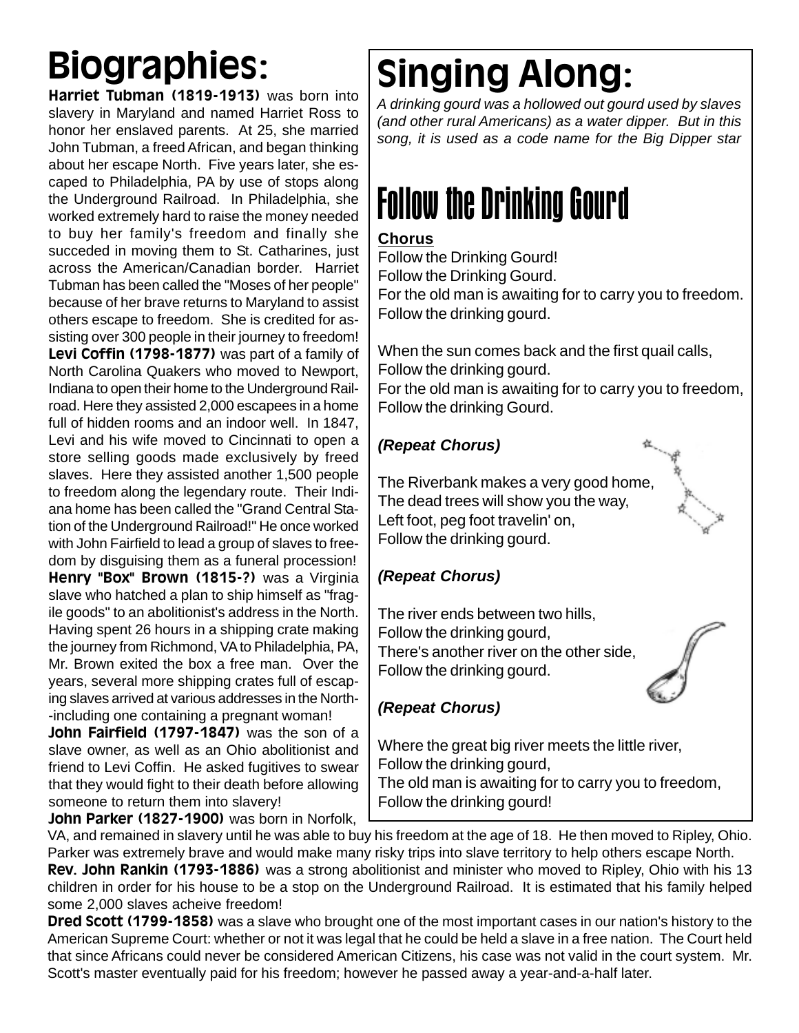# Biographies:

**Harriet Tubman (1819-1913)** was born into slavery in Maryland and named Harriet Ross to honor her enslaved parents. At 25, she married John Tubman, a freed African, and began thinking about her escape North. Five years later, she escaped to Philadelphia, PA by use of stops along the Underground Railroad. In Philadelphia, she worked extremely hard to raise the money needed to buy her family's freedom and finally she succeded in moving them to St. Catharines, just across the American/Canadian border. Harriet Tubman has been called the "Moses of her people" because of her brave returns to Maryland to assist others escape to freedom. She is credited for assisting over 300 people in their journey to freedom!

**Levi Coffin (1798-1877)** was part of a family of North Carolina Quakers who moved to Newport, Indiana to open their home to the Underground Railroad. Here they assisted 2,000 escapees in a home full of hidden rooms and an indoor well. In 1847, Levi and his wife moved to Cincinnati to open a store selling goods made exclusively by freed slaves. Here they assisted another 1,500 people to freedom along the legendary route. Their Indiana home has been called the "Grand Central Station of the Underground Railroad!" He once worked with John Fairfield to lead a group of slaves to freedom by disguising them as a funeral procession!

**Henry "Box" Brown (1815-?)** was a Virginia slave who hatched a plan to ship himself as "fragile goods" to an abolitionist's address in the North. Having spent 26 hours in a shipping crate making the journey from Richmond, VA to Philadelphia, PA, Mr. Brown exited the box a free man. Over the years, several more shipping crates full of escaping slaves arrived at various addresses in the North--including one containing a pregnant woman!

**John Fairfield (1797-1847)** was the son of a slave owner, as well as an Ohio abolitionist and friend to Levi Coffin. He asked fugitives to swear that they would fight to their death before allowing someone to return them into slavery!

**John Parker (1827-1900)** was born in Norfolk, VA, and remained in slavery until he was able to buy his freedom at the age of 18. He then moved to Ripley, Ohio. Parker was extremely brave and would make many risky trips into slave territory to help others escape North.

**Rev. John Rankin (1793-1886)** was a strong abolitionist and minister who moved to Ripley, Ohio with his 13 children in order for his house to be a stop on the Underground Railroad. It is estimated that his family helped some 2,000 slaves acheive freedom!

**Dred Scott (1799-1858)** was a slave who brought one of the most important cases in our nation's history to the American Supreme Court: whether or not it was legal that he could be held a slave in a free nation. The Court held that since Africans could never be considered American Citizens, his case was not valid in the court system. Mr. Scott's master eventually paid for his freedom; however he passed away a year-and-a-half later.

# Singing Along:

*A drinking gourd was a hollowed out gourd used by slaves (and other rural Americans) as a water dipper. But in this song, it is used as a code name for the Big Dipper star*

## Follow the Drinking Gourd

**Chorus**

Follow the Drinking Gourd!
Follow the Drinking Gourd.
For the old man is awaiting for to carry you to freedom.
Follow the drinking gourd.

When the sun comes back and the first quail calls,
Follow the drinking gourd.
For the old man is awaiting for to carry you to freedom,
Follow the drinking Gourd.

***(Repeat Chorus)***

The Riverbank makes a very good home,
The dead trees will show you the way,
Left foot, peg foot travelin' on,
Follow the drinking gourd.

***(Repeat Chorus)***

The river ends between two hills,
Follow the drinking gourd,
There's another river on the other side,
Follow the drinking gourd.

***(Repeat Chorus)***

Where the great big river meets the little river,
Follow the drinking gourd,
The old man is awaiting for to carry you to freedom,
Follow the drinking gourd!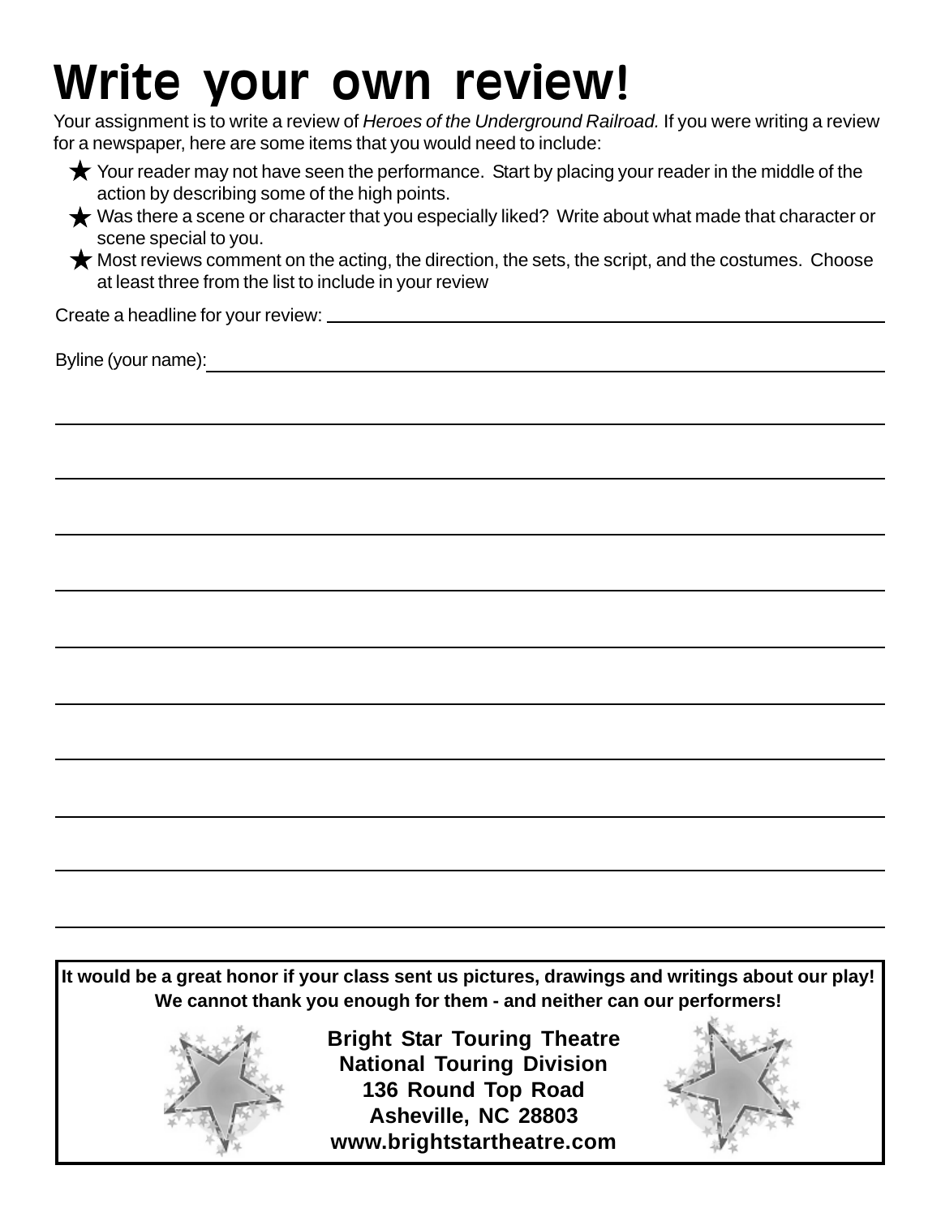# Write your own review!

Your assignment is to write a review of *Heroes of the Underground Railroad.* If you were writing a review for a newspaper, here are some items that you would need to include:

- ★ Your reader may not have seen the performance. Start by placing your reader in the middle of the action by describing some of the high points.
- ★ Was there a scene or character that you especially liked? Write about what made that character or scene special to you.
- ★ Most reviews comment on the acting, the direction, the sets, the script, and the costumes. Choose at least three from the list to include in your review

Create a headline for your review: ______________________________________________

Byline (your name): ______________________________________________

______________________________________________

______________________________________________

______________________________________________

______________________________________________

______________________________________________

______________________________________________

______________________________________________

______________________________________________

______________________________________________

______________________________________________

**It would be a great honor if your class sent us pictures, drawings and writings about our play! We cannot thank you enough for them - and neither can our performers!**

**Bright Star Touring Theatre**
**National Touring Division**
**136 Round Top Road**
**Asheville, NC 28803**
**www.brightstartheatre.com**